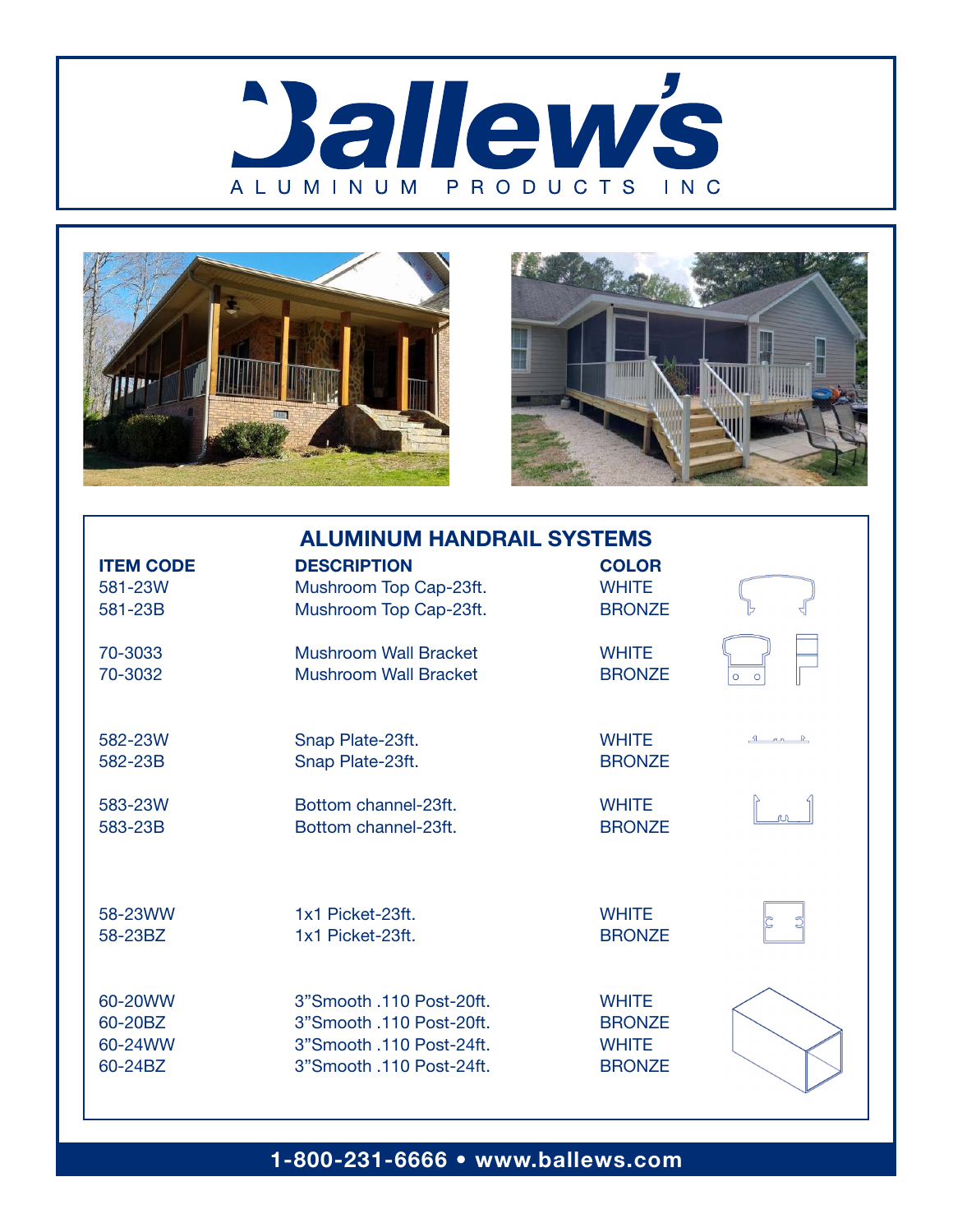# Ballew's

ALUMINUM PRODUCTS INC

## ALUMINUM HANDRAIL SYSTEMS

| ITEM CODE | DESCRIPTION | COLOR |
|---|---|---|
| 581-23W | Mushroom Top Cap-23ft. | WHITE |
| 581-23B | Mushroom Top Cap-23ft. | BRONZE |
| 70-3033 | Mushroom Wall Bracket | WHITE |
| 70-3032 | Mushroom Wall Bracket | BRONZE |
| 582-23W | Snap Plate-23ft. | WHITE |
| 582-23B | Snap Plate-23ft. | BRONZE |
| 583-23W | Bottom channel-23ft. | WHITE |
| 583-23B | Bottom channel-23ft. | BRONZE |
| 58-23WW | 1x1 Picket-23ft. | WHITE |
| 58-23BZ | 1x1 Picket-23ft. | BRONZE |
| 60-20WW | 3"Smooth .110 Post-20ft. | WHITE |
| 60-20BZ | 3"Smooth .110 Post-20ft. | BRONZE |
| 60-24WW | 3"Smooth .110 Post-24ft. | WHITE |
| 60-24BZ | 3"Smooth .110 Post-24ft. | BRONZE |

**1-800-231-6666 • www.ballews.com**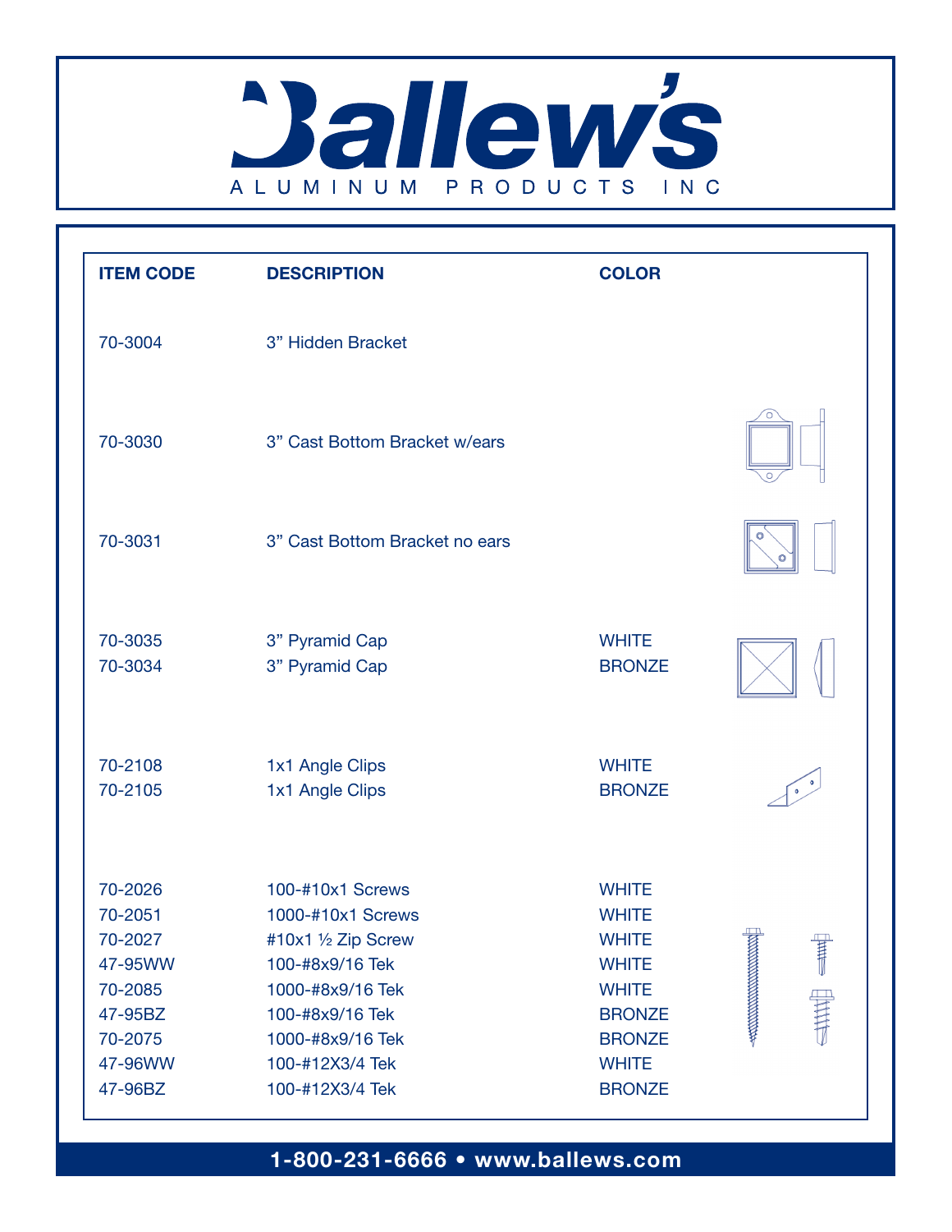# Ballew's

ALUMINUM PRODUCTS INC

| ITEM CODE | DESCRIPTION | COLOR |
|---|---|---|
| 70-3004 | 3" Hidden Bracket | |
| 70-3030 | 3" Cast Bottom Bracket w/ears | |
| 70-3031 | 3" Cast Bottom Bracket no ears | |
| 70-3035 | 3" Pyramid Cap | WHITE |
| 70-3034 | 3" Pyramid Cap | BRONZE |
| 70-2108 | 1x1 Angle Clips | WHITE |
| 70-2105 | 1x1 Angle Clips | BRONZE |
| 70-2026 | 100-#10x1 Screws | WHITE |
| 70-2051 | 1000-#10x1 Screws | WHITE |
| 70-2027 | #10x1 ½ Zip Screw | WHITE |
| 47-95WW | 100-#8x9/16 Tek | WHITE |
| 70-2085 | 1000-#8x9/16 Tek | WHITE |
| 47-95BZ | 100-#8x9/16 Tek | BRONZE |
| 70-2075 | 1000-#8x9/16 Tek | BRONZE |
| 47-96WW | 100-#12X3/4 Tek | WHITE |
| 47-96BZ | 100-#12X3/4 Tek | BRONZE |

**1-800-231-6666 • www.ballews.com**